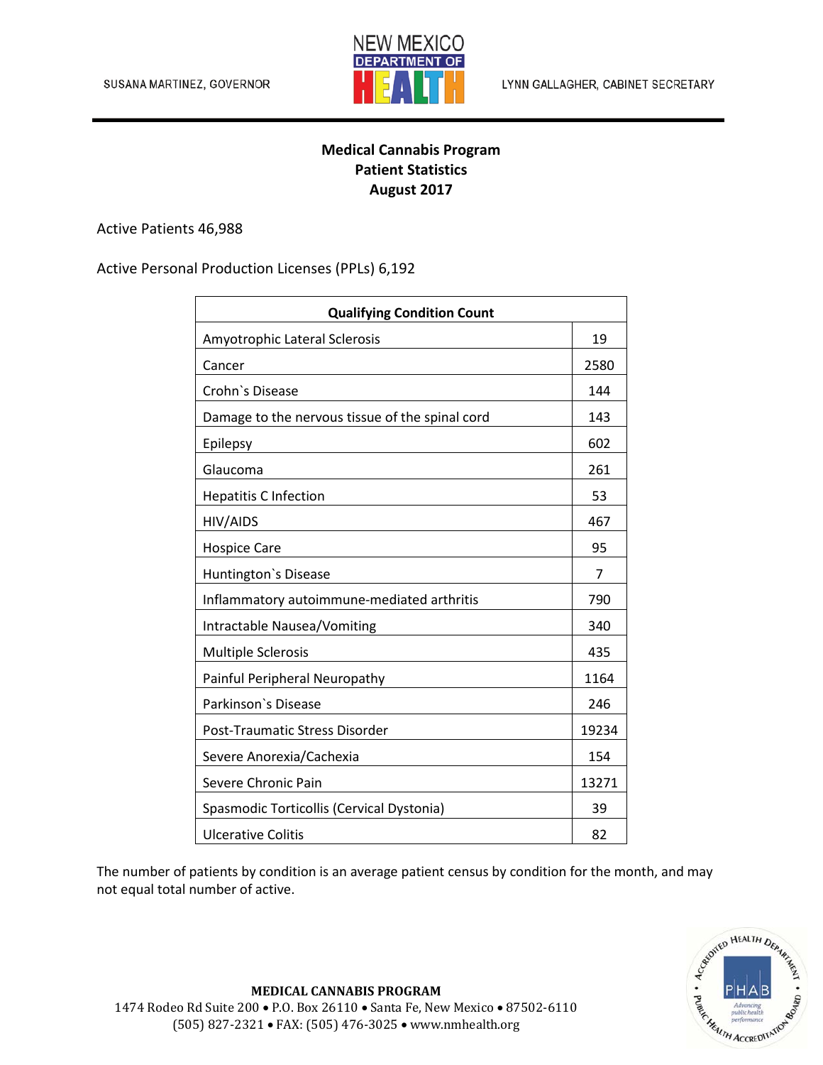SUSANA MARTINEZ, GOVERNOR

NEW MEXICO DEPARTMENT OF HEALTH

LYNN GALLAGHER, CABINET SECRETARY

**Medical Cannabis Program**
**Patient Statistics**
**August 2017**

Active Patients 46,988

Active Personal Production Licenses (PPLs) 6,192

| Qualifying Condition Count | |
|---|---|
| Amyotrophic Lateral Sclerosis | 19 |
| Cancer | 2580 |
| Crohn`s Disease | 144 |
| Damage to the nervous tissue of the spinal cord | 143 |
| Epilepsy | 602 |
| Glaucoma | 261 |
| Hepatitis C Infection | 53 |
| HIV/AIDS | 467 |
| Hospice Care | 95 |
| Huntington`s Disease | 7 |
| Inflammatory autoimmune-mediated arthritis | 790 |
| Intractable Nausea/Vomiting | 340 |
| Multiple Sclerosis | 435 |
| Painful Peripheral Neuropathy | 1164 |
| Parkinson`s Disease | 246 |
| Post-Traumatic Stress Disorder | 19234 |
| Severe Anorexia/Cachexia | 154 |
| Severe Chronic Pain | 13271 |
| Spasmodic Torticollis (Cervical Dystonia) | 39 |
| Ulcerative Colitis | 82 |

The number of patients by condition is an average patient census by condition for the month, and may not equal total number of active.

**MEDICAL CANNABIS PROGRAM**
1474 Rodeo Rd Suite 200 • P.O. Box 26110 • Santa Fe, New Mexico • 87502-6110
(505) 827-2321 • FAX: (505) 476-3025 • www.nmhealth.org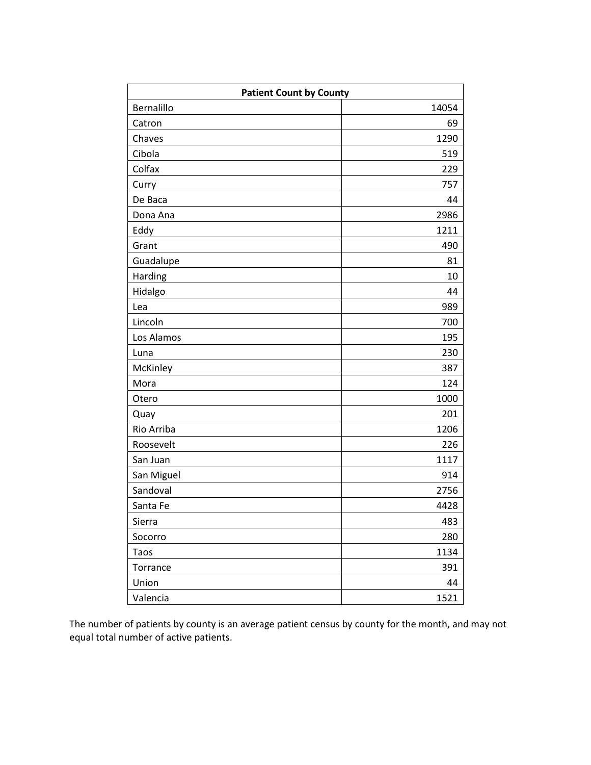| Patient Count by County | |
|---|---|
| Bernalillo | 14054 |
| Catron | 69 |
| Chaves | 1290 |
| Cibola | 519 |
| Colfax | 229 |
| Curry | 757 |
| De Baca | 44 |
| Dona Ana | 2986 |
| Eddy | 1211 |
| Grant | 490 |
| Guadalupe | 81 |
| Harding | 10 |
| Hidalgo | 44 |
| Lea | 989 |
| Lincoln | 700 |
| Los Alamos | 195 |
| Luna | 230 |
| McKinley | 387 |
| Mora | 124 |
| Otero | 1000 |
| Quay | 201 |
| Rio Arriba | 1206 |
| Roosevelt | 226 |
| San Juan | 1117 |
| San Miguel | 914 |
| Sandoval | 2756 |
| Santa Fe | 4428 |
| Sierra | 483 |
| Socorro | 280 |
| Taos | 1134 |
| Torrance | 391 |
| Union | 44 |
| Valencia | 1521 |

The number of patients by county is an average patient census by county for the month, and may not equal total number of active patients.